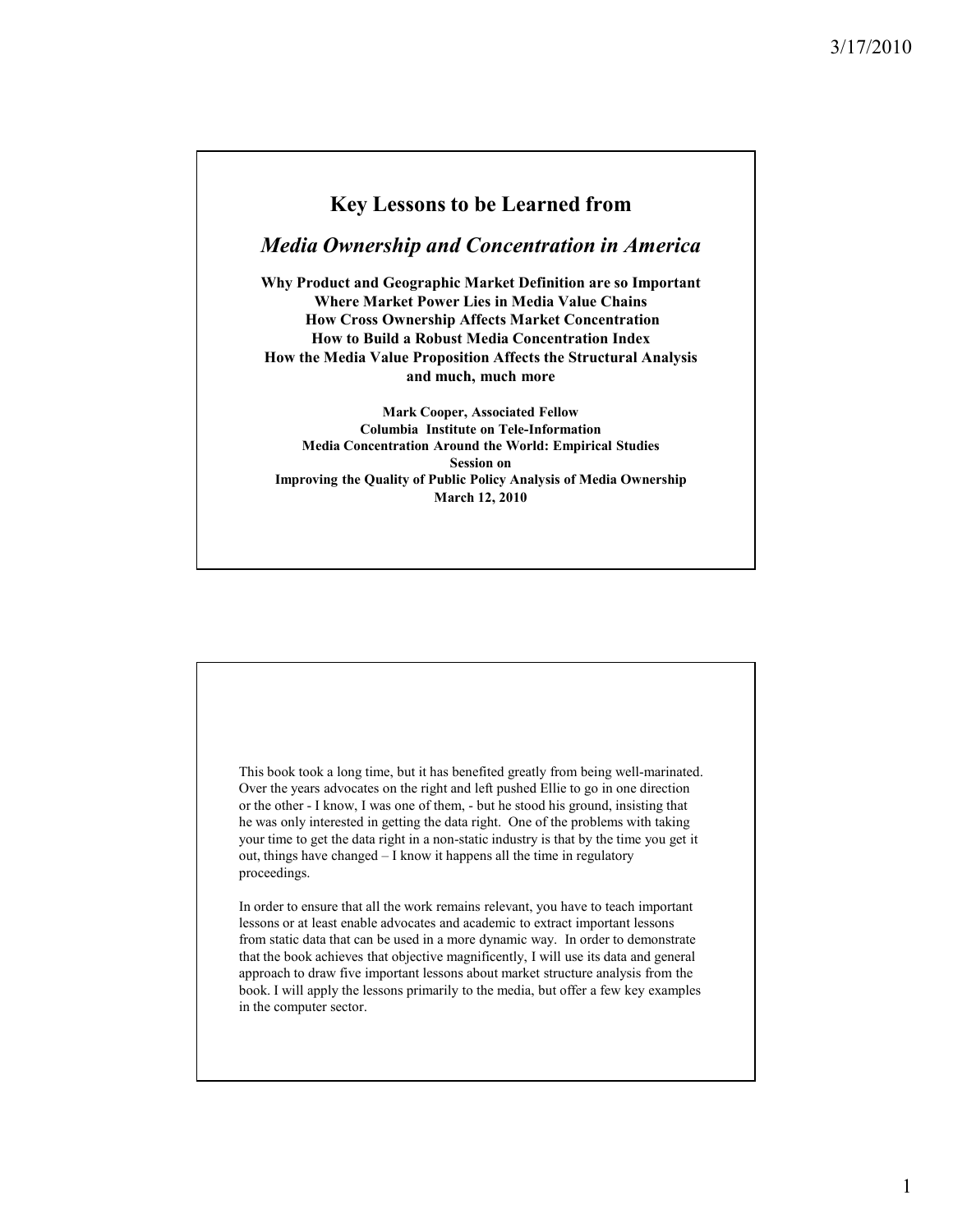# Key Lessons to be Learned from

## *Media Ownership and Concentration in America*

**Why Product and Geographic Market Definition are so Important**
**Where Market Power Lies in Media Value Chains**
**How Cross Ownership Affects Market Concentration**
**How to Build a Robust Media Concentration Index**
**How the Media Value Proposition Affects the Structural Analysis**
**and much, much more**

**Mark Cooper, Associated Fellow**
**Columbia Institute on Tele-Information**
**Media Concentration Around the World: Empirical Studies**
**Session on**
**Improving the Quality of Public Policy Analysis of Media Ownership**
**March 12, 2010**

---

This book took a long time, but it has benefited greatly from being well-marinated. Over the years advocates on the right and left pushed Ellie to go in one direction or the other - I know, I was one of them, - but he stood his ground, insisting that he was only interested in getting the data right. One of the problems with taking your time to get the data right in a non-static industry is that by the time you get it out, things have changed – I know it happens all the time in regulatory proceedings.

In order to ensure that all the work remains relevant, you have to teach important lessons or at least enable advocates and academic to extract important lessons from static data that can be used in a more dynamic way. In order to demonstrate that the book achieves that objective magnificently, I will use its data and general approach to draw five important lessons about market structure analysis from the book. I will apply the lessons primarily to the media, but offer a few key examples in the computer sector.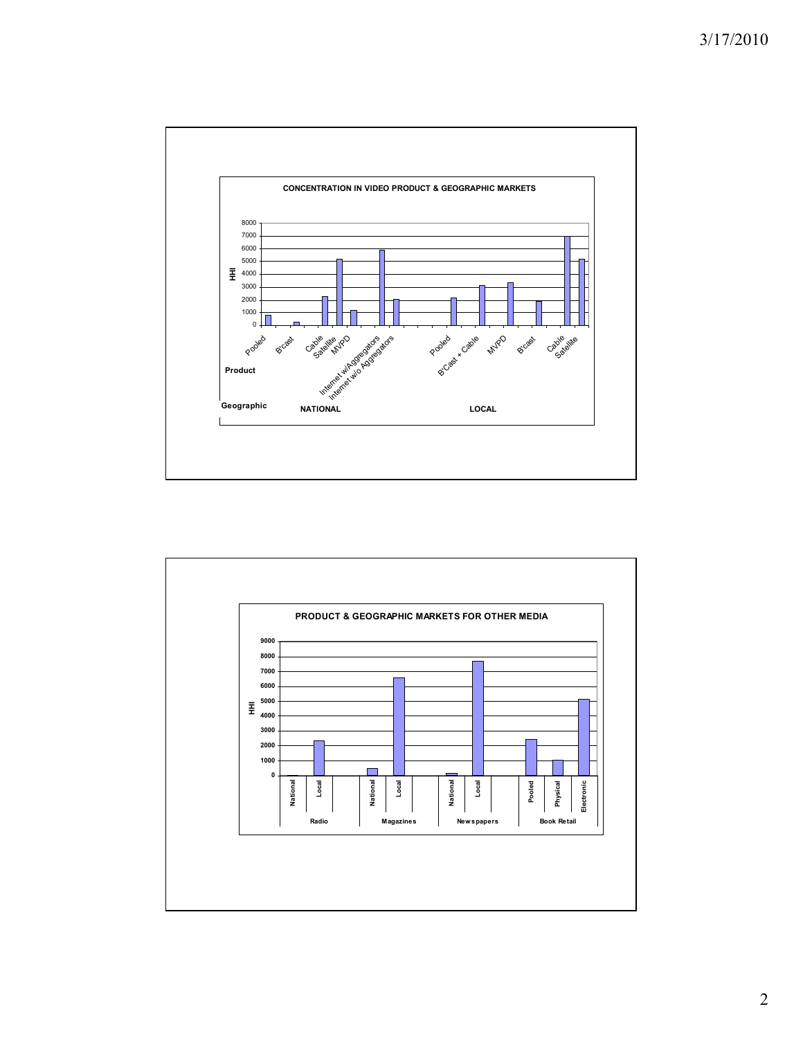**CONCENTRATION IN VIDEO PRODUCT & GEOGRAPHIC MARKETS**

| Geographic | Product | HHI |
|---|---|---|
| NATIONAL | Pooled | 800 |
| NATIONAL | B'cast | 250 |
| NATIONAL | Cable | 2300 |
| NATIONAL | Satellite | 5200 |
| NATIONAL | MVPD | 1200 |
| NATIONAL | Internet w/Aggregators | 5900 |
| NATIONAL | Internet w/o Aggregators | 2100 |
| LOCAL | Pooled | 2200 |
| LOCAL | B'Cast + Cable | 3150 |
| LOCAL | MVPD | 3400 |
| LOCAL | B'cast | 1950 |
| LOCAL | Cable | 7000 |
| LOCAL | Satellite | 5200 |

**PRODUCT & GEOGRAPHIC MARKETS FOR OTHER MEDIA**

| Medium | Market | HHI |
|---|---|---|
| Radio | National | 50 |
| Radio | Local | 2350 |
| Magazines | National | 500 |
| Magazines | Local | 6600 |
| Newspapers | National | 200 |
| Newspapers | Local | 7700 |
| Book Retail | Pooled | 2450 |
| Book Retail | Physical | 1050 |
| Book Retail | Electronic | 5150 |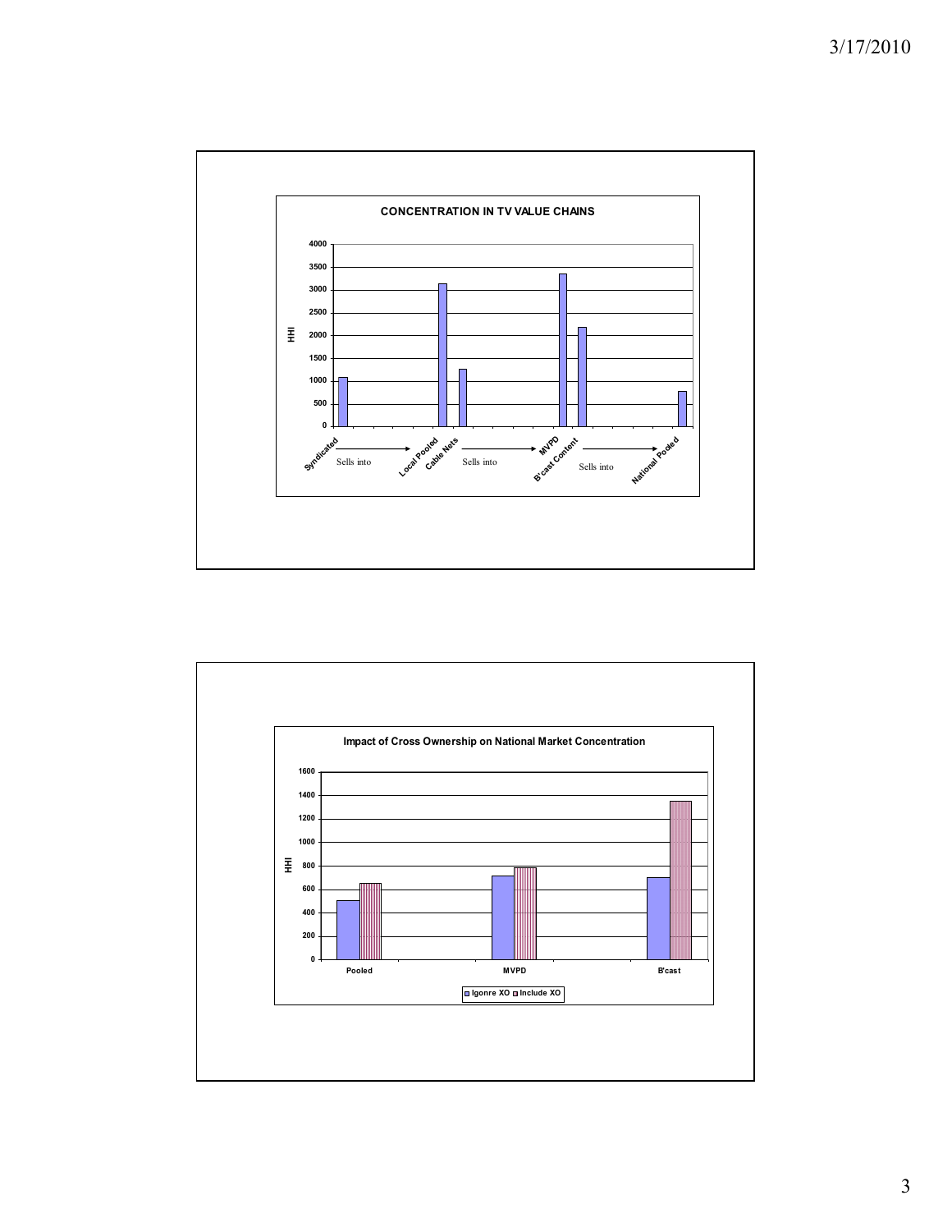**CONCENTRATION IN TV VALUE CHAINS**

| | HHI |
|---|---|
| Syndicated | ~1100 |
| Local Pooled | ~3150 |
| Cable Nets | ~1270 |
| MVPD | ~3370 |
| B'cast Content | ~2200 |
| National Pooled | ~780 |

Syndicated → Sells into → Local Pooled; Cable Nets → Sells into → MVPD; B'cast Content → Sells into → National Pooled

**Impact of Cross Ownership on National Market Concentration**

| HHI | Igonre XO | Include XO |
|---|---|---|
| Pooled | ~510 | ~650 |
| MVPD | ~720 | ~790 |
| B'cast | ~700 | ~1350 |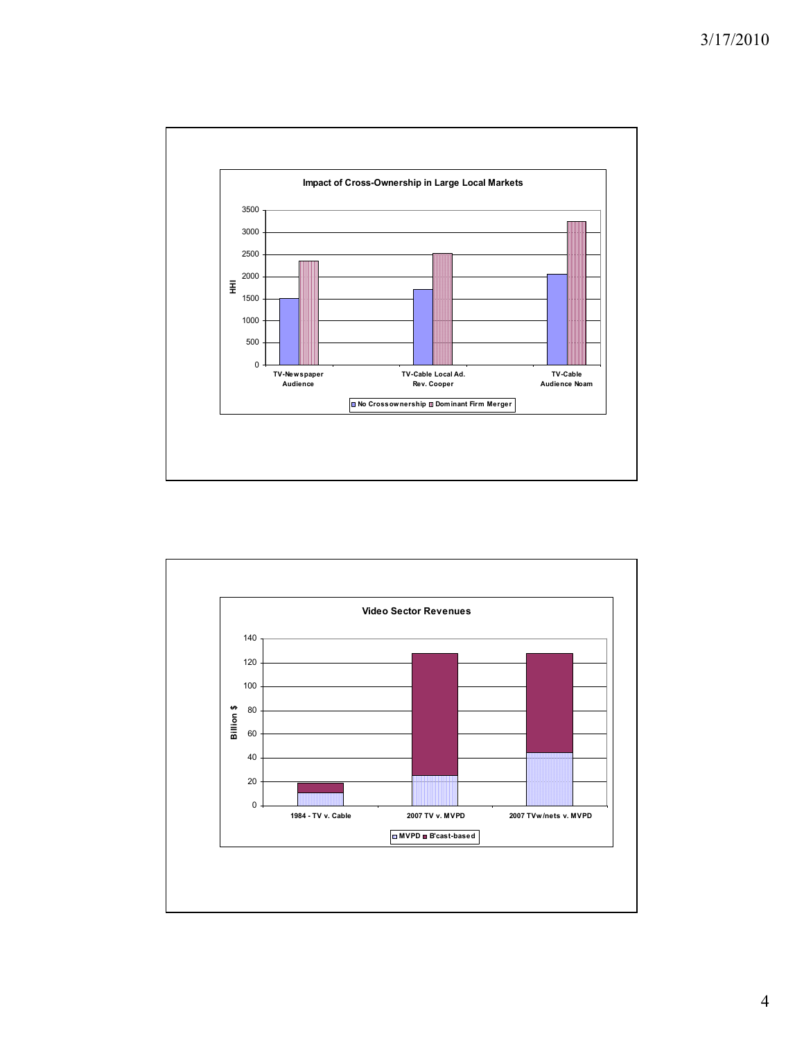### Impact of Cross-Ownership in Large Local Markets

| | TV-Newspaper Audience | TV-Cable Local Ad. Rev. Cooper | TV-Cable Audience Noam |
|---|---|---|---|
| No Crossownership | ~1500 | ~1700 | ~2050 |
| Dominant Firm Merger | ~2350 | ~2525 | ~3250 |

HHI

### Video Sector Revenues

| | 1984 - TV v. Cable | 2007 TV v. MVPD | 2007 TVw/nets v. MVPD |
|---|---|---|---|
| MVPD | ~11 | ~25 | ~44 |
| B'cast-based | ~8 | ~102 | ~83 |

Billion $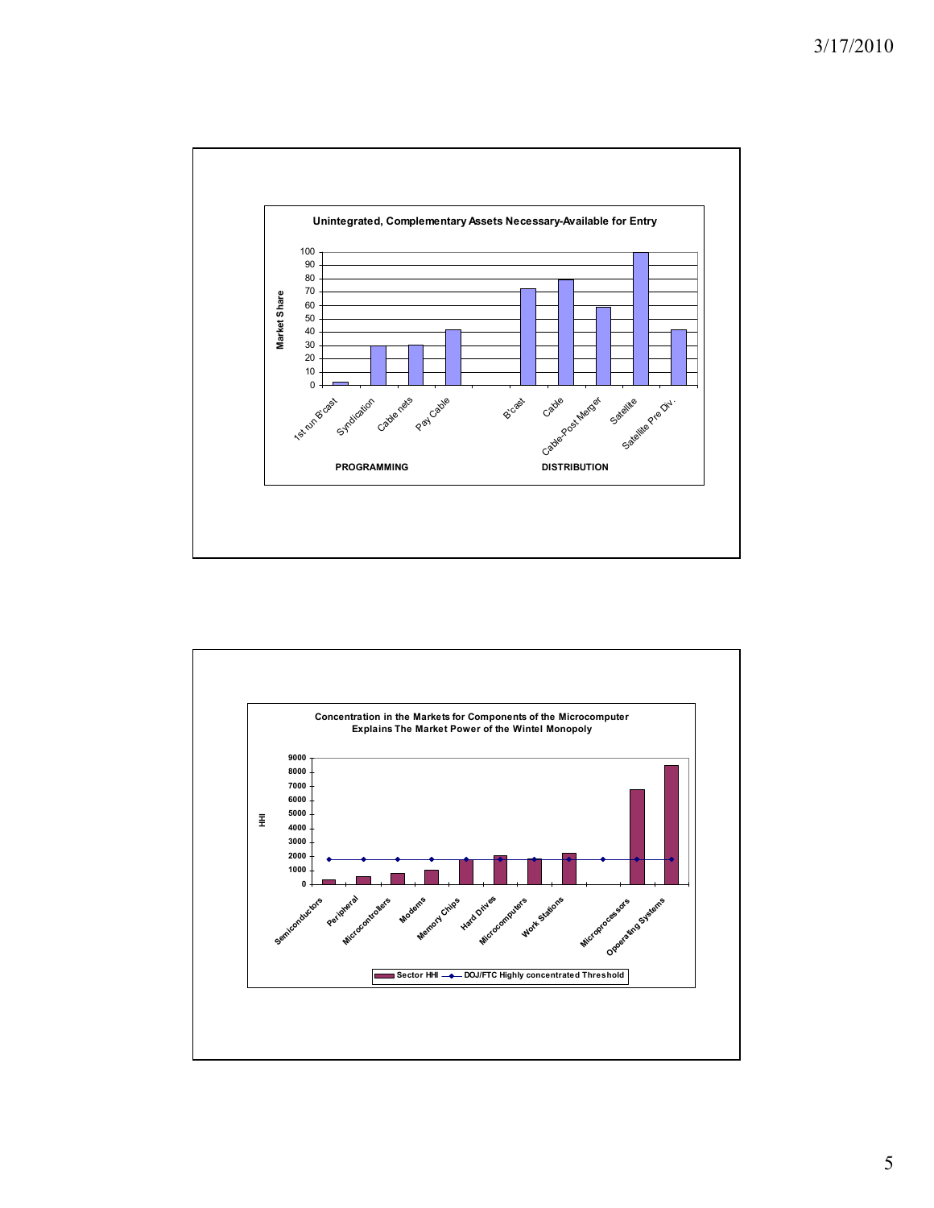**Unintegrated, Complementary Assets Necessary-Available for Entry**

Market Share

100
90
80
70
60
50
40
30
20
10
0

1st run B'cast | Syndication | Cable nets | Pay Cable | B'cast | Cable | Cable-Post Merger | Satellite | Satellite Pre Div.

**PROGRAMMING** **DISTRIBUTION**

**Concentration in the Markets for Components of the Microcomputer Explains The Market Power of the Wintel Monopoly**

HHI

9000
8000
7000
6000
5000
4000
3000
2000
1000
0

Semiconductors | Peripheral | Microcontrollers | Modems | Memory Chips | Hard Drives | Microcomputers | Work Stations | Microprocessors | Opoerating Systems

Sector HHI — DOJ/FTC Highly concentrated Threshold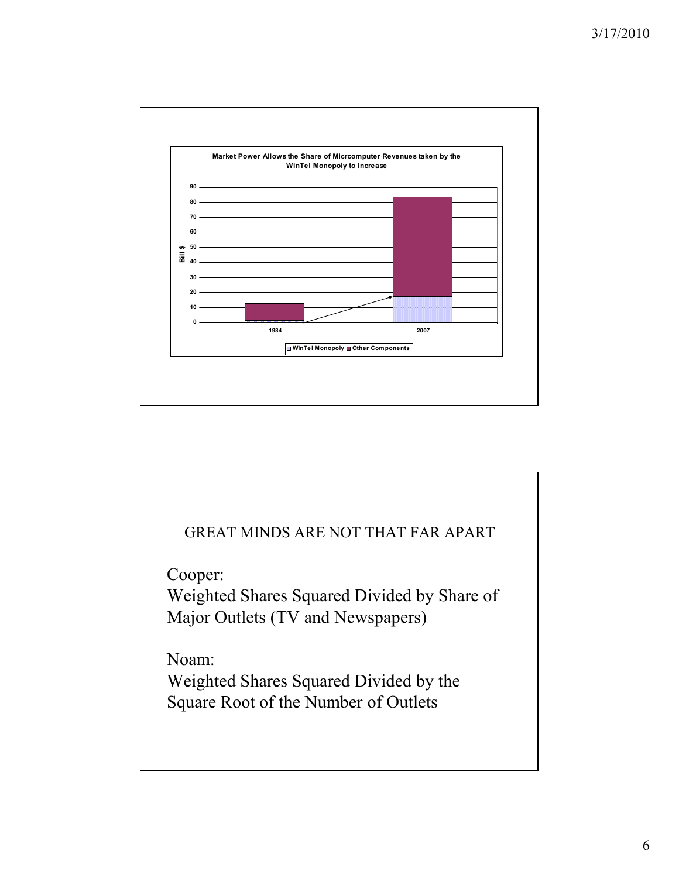**Market Power Allows the Share of Micrcomputer Revenues taken by the WinTel Monopoly to Increase**

Bill $

90
80
70
60
50
40
30
20
10
0

1984 2007

WinTel Monopoly ■ Other Components

GREAT MINDS ARE NOT THAT FAR APART

Cooper:
Weighted Shares Squared Divided by Share of Major Outlets (TV and Newspapers)

Noam:
Weighted Shares Squared Divided by the Square Root of the Number of Outlets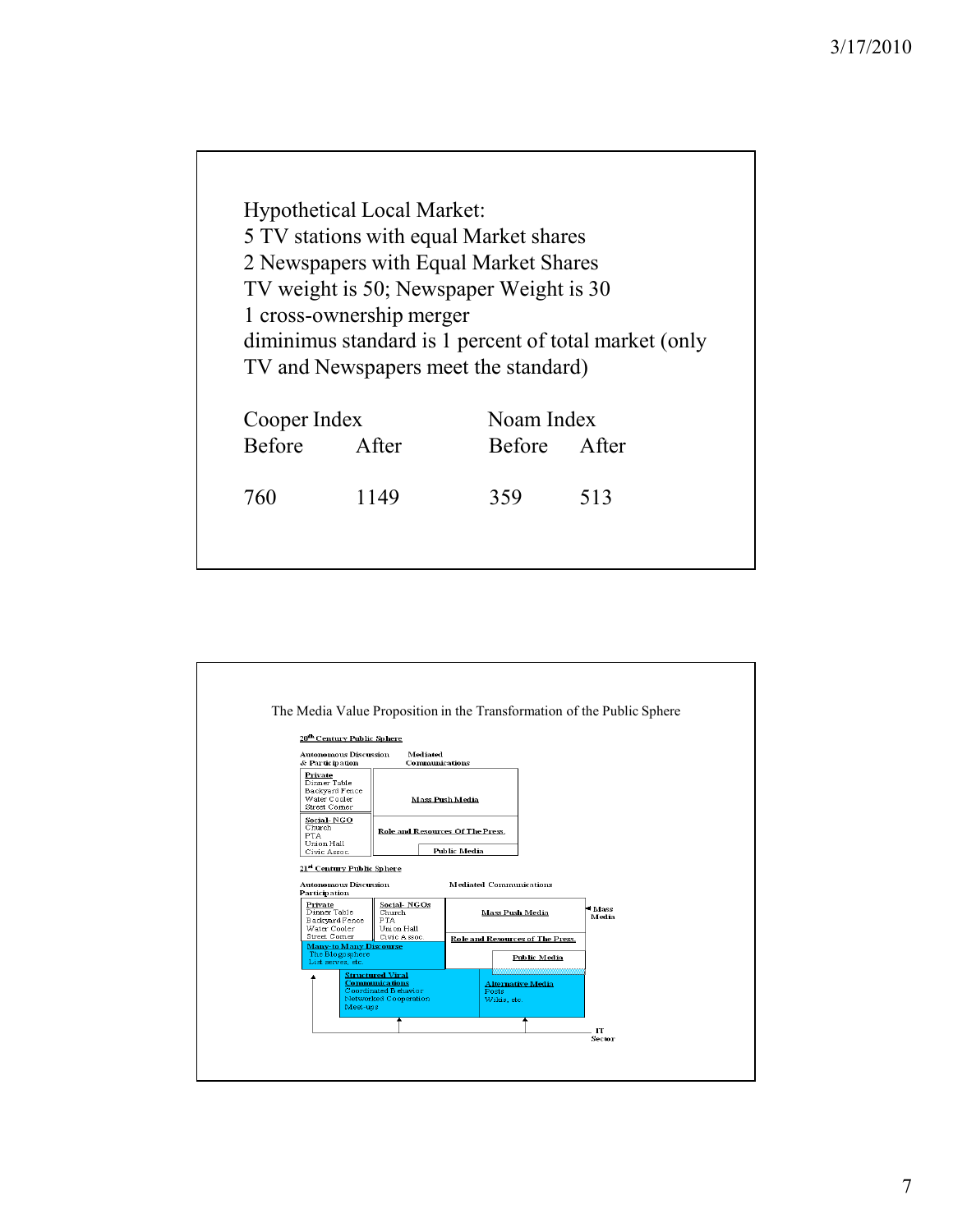Hypothetical Local Market:
5 TV stations with equal Market shares
2 Newspapers with Equal Market Shares
TV weight is 50; Newspaper Weight is 30
1 cross-ownership merger
diminimus standard is 1 percent of total market (only TV and Newspapers meet the standard)

| Cooper Index | | Noam Index | |
|---|---|---|---|
| Before | After | Before | After |
| 760 | 1149 | 359 | 513 |

The Media Value Proposition in the Transformation of the Public Sphere

**20th Century Public Sphere**

| Autonomous Discussion & Participation | Mediated Communications |
|---|---|
| **Private** Dinner Table, Backyard Fence, Water Cooler, Street Corner | **Mass Push Media** |
| **Social- NGO** Church, PTA, Union Hall, Civic Assoc. | **Role and Resources Of The Press.** Public Media |

**21st Century Public Sphere**

Autonomous Discussion Participation — Mediated Communications

- **Private**: Dinner Table, Backyard Fence, Water Cooler, Street Corner
- **Social- NGOs**: Church, PTA, Union Hall, Civic Assoc.
- **Mass Push Media** ← Mass Media
- **Role and Resources of The Press.**
- **Public Media**
- **Many-to Many Discourse**: The Blogosphere, List serves, etc.
- **Structured Viral Communications**: Coordinated Behavior, Networked Cooperation, Meet-ups
- **Alternative Media**: Posts, Wikis, etc.
- IT Sector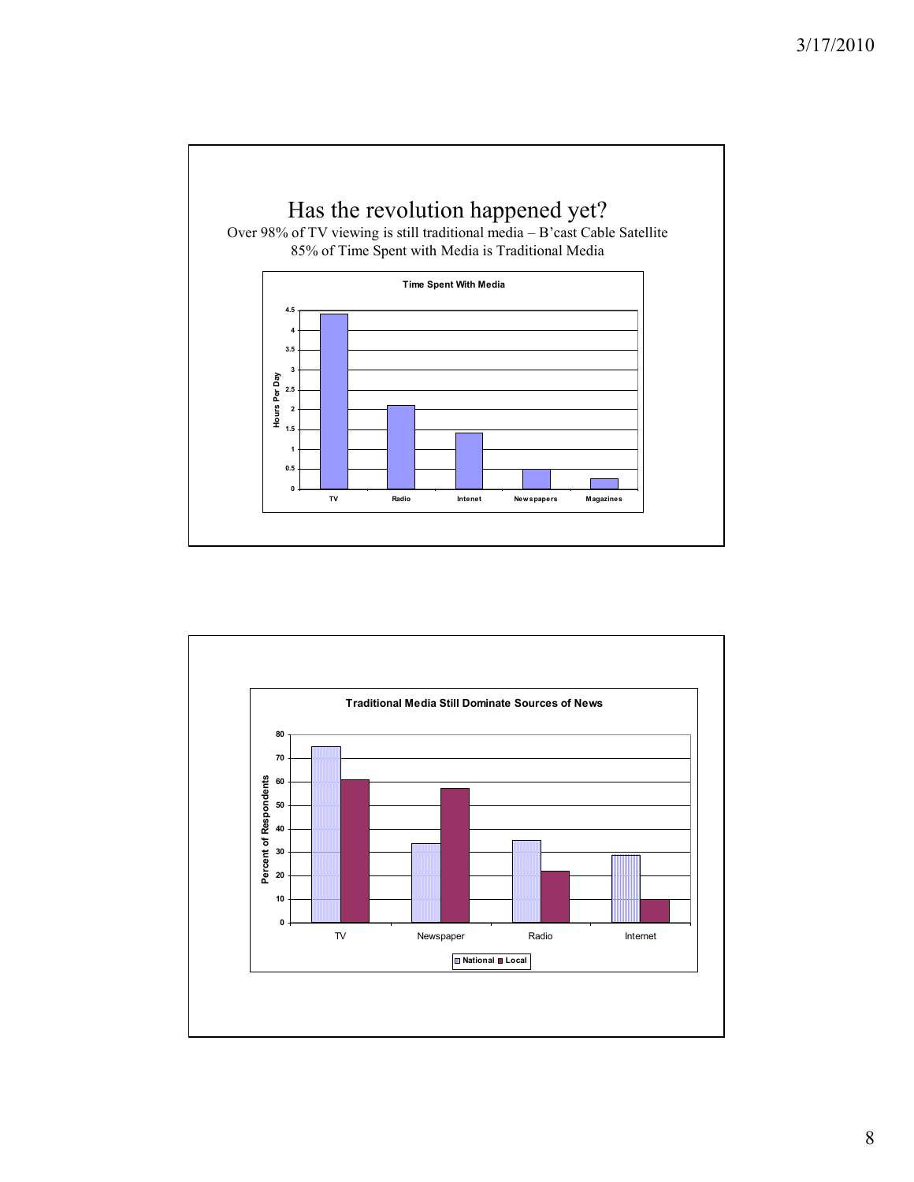# Has the revolution happened yet?

Over 98% of TV viewing is still traditional media – B'cast Cable Satellite

85% of Time Spent with Media is Traditional Media

**Time Spent With Media**

| | Hours Per Day |
|---|---|
| TV | 4.4 |
| Radio | 2.1 |
| Intenet | 1.4 |
| Newspapers | 0.5 |
| Magazines | 0.25 |

**Traditional Media Still Dominate Sources of News**

| | National | Local |
|---|---|---|
| TV | 75 | 61 |
| Newspaper | 34 | 57 |
| Radio | 35 | 22 |
| Internet | 29 | 10 |

Percent of Respondents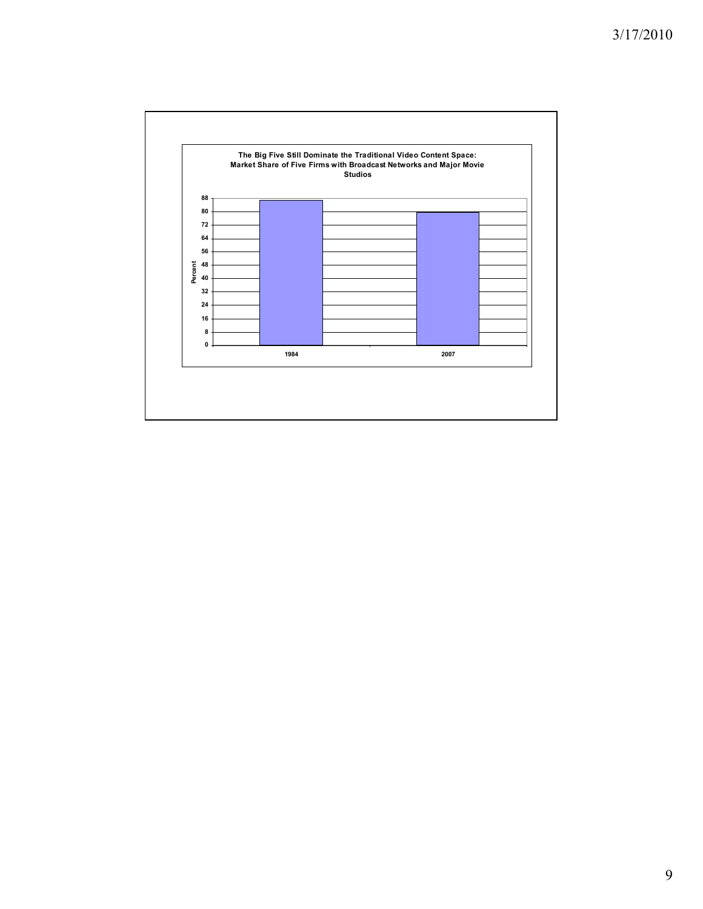**The Big Five Still Dominate the Traditional Video Content Space: Market Share of Five Firms with Broadcast Networks and Major Movie Studios**

Percent

88
80
72
64
56
48
40
32
24
16
8
0

1984
2007